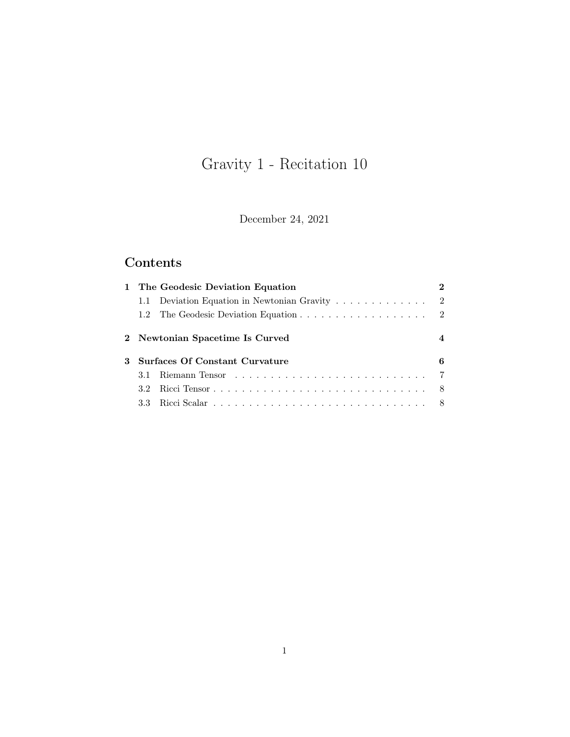# Gravity 1 - Recitation 10

December 24, 2021

## Contents

- **1 The Geodesic Deviation Equation** — 2
  - 1.1 Deviation Equation in Newtonian Gravity — 2
  - 1.2 The Geodesic Deviation Equation — 2
- **2 Newtonian Spacetime Is Curved** — 4
- **3 Surfaces Of Constant Curvature** — 6
  - 3.1 Riemann Tensor — 7
  - 3.2 Ricci Tensor — 8
  - 3.3 Ricci Scalar — 8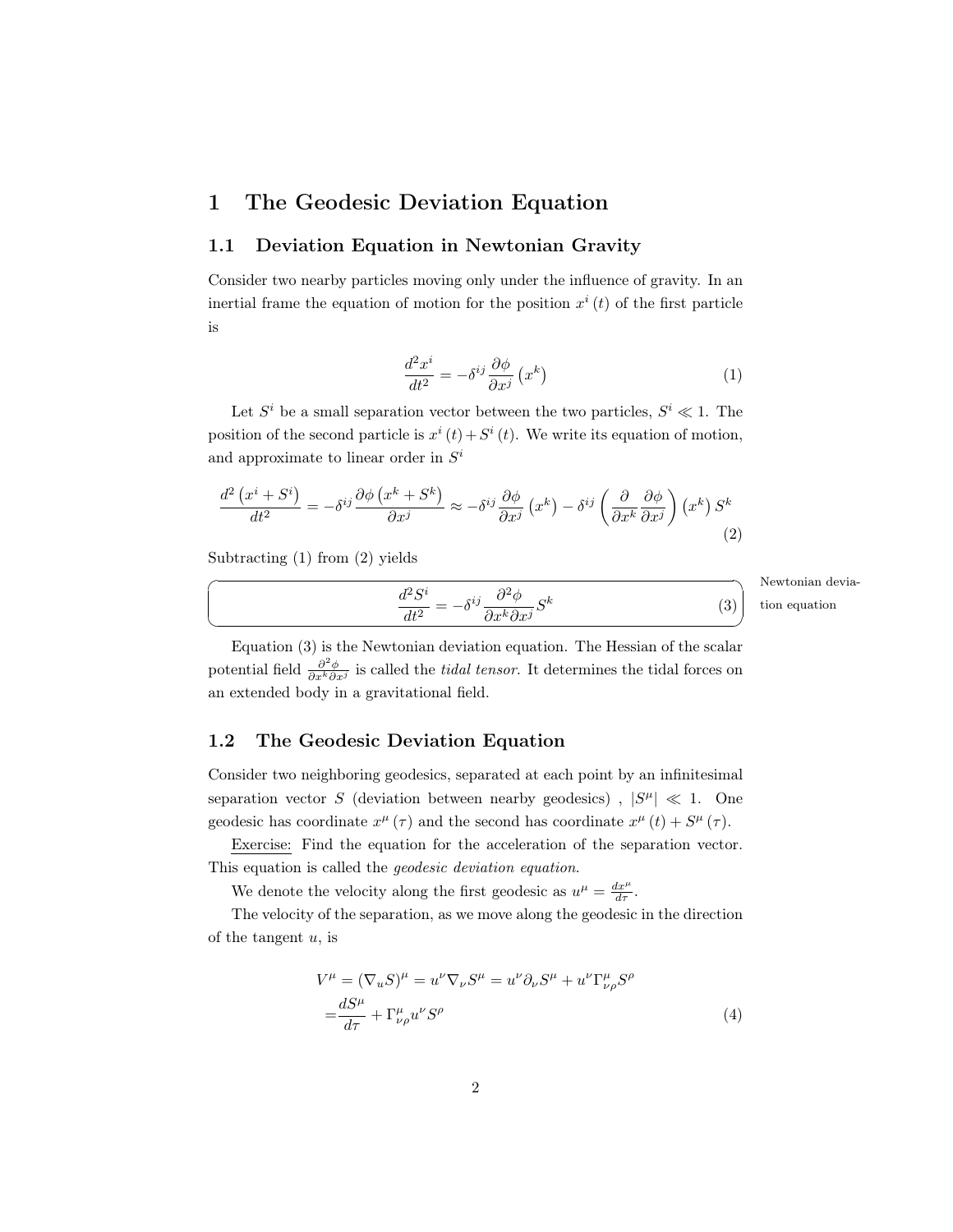# 1 The Geodesic Deviation Equation

## 1.1 Deviation Equation in Newtonian Gravity

Consider two nearby particles moving only under the influence of gravity. In an inertial frame the equation of motion for the position $x^i(t)$ of the first particle is

$$\frac{d^2 x^i}{dt^2} = -\delta^{ij} \frac{\partial \phi}{\partial x^j}\left(x^k\right) \tag{1}$$

Let $S^i$ be a small separation vector between the two particles, $S^i \ll 1$. The position of the second particle is $x^i(t) + S^i(t)$. We write its equation of motion, and approximate to linear order in $S^i$

$$\frac{d^2\left(x^i + S^i\right)}{dt^2} = -\delta^{ij} \frac{\partial \phi\left(x^k + S^k\right)}{\partial x^j} \approx -\delta^{ij} \frac{\partial \phi}{\partial x^j}\left(x^k\right) - \delta^{ij}\left(\frac{\partial}{\partial x^k} \frac{\partial \phi}{\partial x^j}\right)\left(x^k\right) S^k \tag{2}$$

Subtracting (1) from (2) yields

Newtonian deviation equation

$$\frac{d^2 S^i}{dt^2} = -\delta^{ij} \frac{\partial^2 \phi}{\partial x^k \partial x^j} S^k \tag{3}$$

Equation (3) is the Newtonian deviation equation. The Hessian of the scalar potential field $\frac{\partial^2 \phi}{\partial x^k \partial x^j}$ is called the *tidal tensor*. It determines the tidal forces on an extended body in a gravitational field.

## 1.2 The Geodesic Deviation Equation

Consider two neighboring geodesics, separated at each point by an infinitesimal separation vector $S$ (deviation between nearby geodesics) , $|S^\mu| \ll 1$. One geodesic has coordinate $x^\mu(\tau)$ and the second has coordinate $x^\mu(t) + S^\mu(\tau)$.

Exercise: Find the equation for the acceleration of the separation vector. This equation is called the *geodesic deviation equation*.

We denote the velocity along the first geodesic as $u^\mu = \frac{dx^\mu}{d\tau}$.

The velocity of the separation, as we move along the geodesic in the direction of the tangent $u$, is

$$\begin{aligned} V^\mu = (\nabla_u S)^\mu = u^\nu \nabla_\nu S^\mu = u^\nu \partial_\nu S^\mu + u^\nu \Gamma^\mu_{\nu\rho} S^\rho \\ = \frac{dS^\mu}{d\tau} + \Gamma^\mu_{\nu\rho} u^\nu S^\rho \end{aligned} \tag{4}$$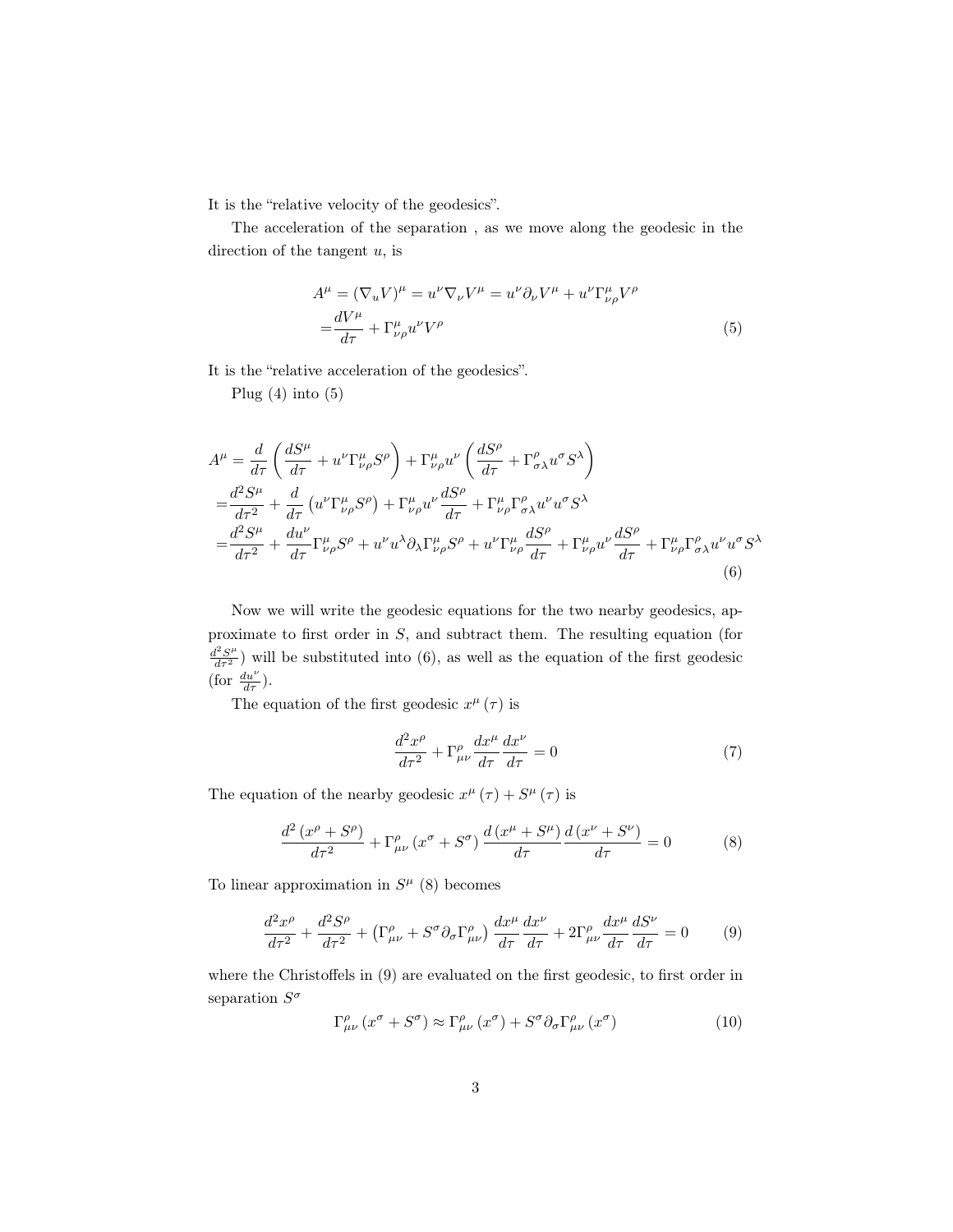It is the "relative velocity of the geodesics".

The acceleration of the separation , as we move along the geodesic in the direction of the tangent $u$, is

$$
\begin{aligned}
A^\mu = (\nabla_u V)^\mu = u^\nu \nabla_\nu V^\mu &= u^\nu \partial_\nu V^\mu + u^\nu \Gamma^\mu_{\nu\rho} V^\rho \\
=& \frac{dV^\mu}{d\tau} + \Gamma^\mu_{\nu\rho} u^\nu V^\rho
\end{aligned} \tag{5}
$$

It is the "relative acceleration of the geodesics".

Plug (4) into (5)

$$
\begin{aligned}
A^\mu =& \frac{d}{d\tau}\left(\frac{dS^\mu}{d\tau} + u^\nu \Gamma^\mu_{\nu\rho} S^\rho\right) + \Gamma^\mu_{\nu\rho} u^\nu \left(\frac{dS^\rho}{d\tau} + \Gamma^\rho_{\sigma\lambda} u^\sigma S^\lambda\right) \\
=& \frac{d^2 S^\mu}{d\tau^2} + \frac{d}{d\tau}\left(u^\nu \Gamma^\mu_{\nu\rho} S^\rho\right) + \Gamma^\mu_{\nu\rho} u^\nu \frac{dS^\rho}{d\tau} + \Gamma^\mu_{\nu\rho} \Gamma^\rho_{\sigma\lambda} u^\nu u^\sigma S^\lambda \\
=& \frac{d^2 S^\mu}{d\tau^2} + \frac{du^\nu}{d\tau} \Gamma^\mu_{\nu\rho} S^\rho + u^\nu u^\lambda \partial_\lambda \Gamma^\mu_{\nu\rho} S^\rho + u^\nu \Gamma^\mu_{\nu\rho} \frac{dS^\rho}{d\tau} + \Gamma^\mu_{\nu\rho} u^\nu \frac{dS^\rho}{d\tau} + \Gamma^\mu_{\nu\rho} \Gamma^\rho_{\sigma\lambda} u^\nu u^\sigma S^\lambda
\end{aligned} \tag{6}
$$

Now we will write the geodesic equations for the two nearby geodesics, approximate to first order in $S$, and subtract them. The resulting equation (for $\frac{d^2 S^\mu}{d\tau^2}$) will be substituted into (6), as well as the equation of the first geodesic (for $\frac{du^\nu}{d\tau}$).

The equation of the first geodesic $x^\mu(\tau)$ is

$$
\frac{d^2 x^\rho}{d\tau^2} + \Gamma^\rho_{\mu\nu} \frac{dx^\mu}{d\tau} \frac{dx^\nu}{d\tau} = 0 \tag{7}
$$

The equation of the nearby geodesic $x^\mu(\tau) + S^\mu(\tau)$ is

$$
\frac{d^2 (x^\rho + S^\rho)}{d\tau^2} + \Gamma^\rho_{\mu\nu}(x^\sigma + S^\sigma) \frac{d(x^\mu + S^\mu)}{d\tau} \frac{d(x^\nu + S^\nu)}{d\tau} = 0 \tag{8}
$$

To linear approximation in $S^\mu$ (8) becomes

$$
\frac{d^2 x^\rho}{d\tau^2} + \frac{d^2 S^\rho}{d\tau^2} + \left(\Gamma^\rho_{\mu\nu} + S^\sigma \partial_\sigma \Gamma^\rho_{\mu\nu}\right) \frac{dx^\mu}{d\tau} \frac{dx^\nu}{d\tau} + 2\Gamma^\rho_{\mu\nu} \frac{dx^\mu}{d\tau} \frac{dS^\nu}{d\tau} = 0 \tag{9}
$$

where the Christoffels in (9) are evaluated on the first geodesic, to first order in separation $S^\sigma$

$$
\Gamma^\rho_{\mu\nu}(x^\sigma + S^\sigma) \approx \Gamma^\rho_{\mu\nu}(x^\sigma) + S^\sigma \partial_\sigma \Gamma^\rho_{\mu\nu}(x^\sigma) \tag{10}
$$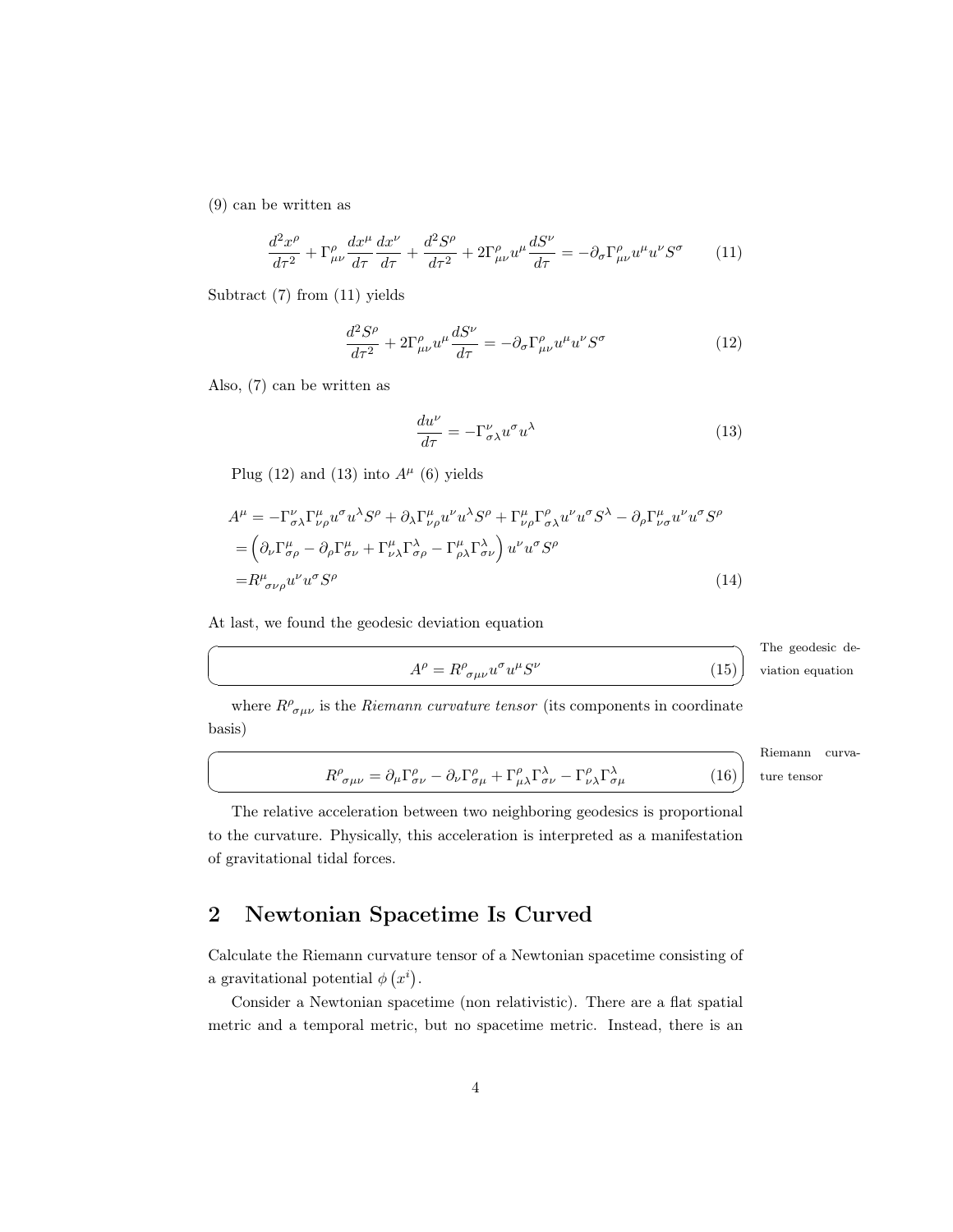(9) can be written as

$$\frac{d^2x^\rho}{d\tau^2} + \Gamma^\rho_{\mu\nu}\frac{dx^\mu}{d\tau}\frac{dx^\nu}{d\tau} + \frac{d^2S^\rho}{d\tau^2} + 2\Gamma^\rho_{\mu\nu}u^\mu\frac{dS^\nu}{d\tau} = -\partial_\sigma\Gamma^\rho_{\mu\nu}u^\mu u^\nu S^\sigma \tag{11}$$

Subtract (7) from (11) yields

$$\frac{d^2S^\rho}{d\tau^2} + 2\Gamma^\rho_{\mu\nu}u^\mu\frac{dS^\nu}{d\tau} = -\partial_\sigma\Gamma^\rho_{\mu\nu}u^\mu u^\nu S^\sigma \tag{12}$$

Also, (7) can be written as

$$\frac{du^\nu}{d\tau} = -\Gamma^\nu_{\sigma\lambda}u^\sigma u^\lambda \tag{13}$$

Plug (12) and (13) into $A^\mu$ (6) yields

$$\begin{aligned}
A^\mu &= -\Gamma^\nu_{\sigma\lambda}\Gamma^\mu_{\nu\rho}u^\sigma u^\lambda S^\rho + \partial_\lambda\Gamma^\mu_{\nu\rho}u^\nu u^\lambda S^\rho + \Gamma^\mu_{\nu\rho}\Gamma^\rho_{\sigma\lambda}u^\nu u^\sigma S^\lambda - \partial_\rho\Gamma^\mu_{\nu\sigma}u^\nu u^\sigma S^\rho \\
&= \left(\partial_\nu\Gamma^\mu_{\sigma\rho} - \partial_\rho\Gamma^\mu_{\sigma\nu} + \Gamma^\mu_{\nu\lambda}\Gamma^\lambda_{\sigma\rho} - \Gamma^\mu_{\rho\lambda}\Gamma^\lambda_{\sigma\nu}\right)u^\nu u^\sigma S^\rho \\
&= R^\mu{}_{\sigma\nu\rho}u^\nu u^\sigma S^\rho
\end{aligned} \tag{14}$$

At last, we found the geodesic deviation equation

The geodesic deviation equation

$$A^\rho = R^\rho{}_{\sigma\mu\nu}u^\sigma u^\mu S^\nu \tag{15}$$

where $R^\rho{}_{\sigma\mu\nu}$ is the *Riemann curvature tensor* (its components in coordinate basis)

Riemann curvature tensor

$$R^\rho{}_{\sigma\mu\nu} = \partial_\mu\Gamma^\rho_{\sigma\nu} - \partial_\nu\Gamma^\rho_{\sigma\mu} + \Gamma^\rho_{\mu\lambda}\Gamma^\lambda_{\sigma\nu} - \Gamma^\rho_{\nu\lambda}\Gamma^\lambda_{\sigma\mu} \tag{16}$$

The relative acceleration between two neighboring geodesics is proportional to the curvature. Physically, this acceleration is interpreted as a manifestation of gravitational tidal forces.

## 2 Newtonian Spacetime Is Curved

Calculate the Riemann curvature tensor of a Newtonian spacetime consisting of a gravitational potential $\phi\left(x^i\right)$.

Consider a Newtonian spacetime (non relativistic). There are a flat spatial metric and a temporal metric, but no spacetime metric. Instead, there is an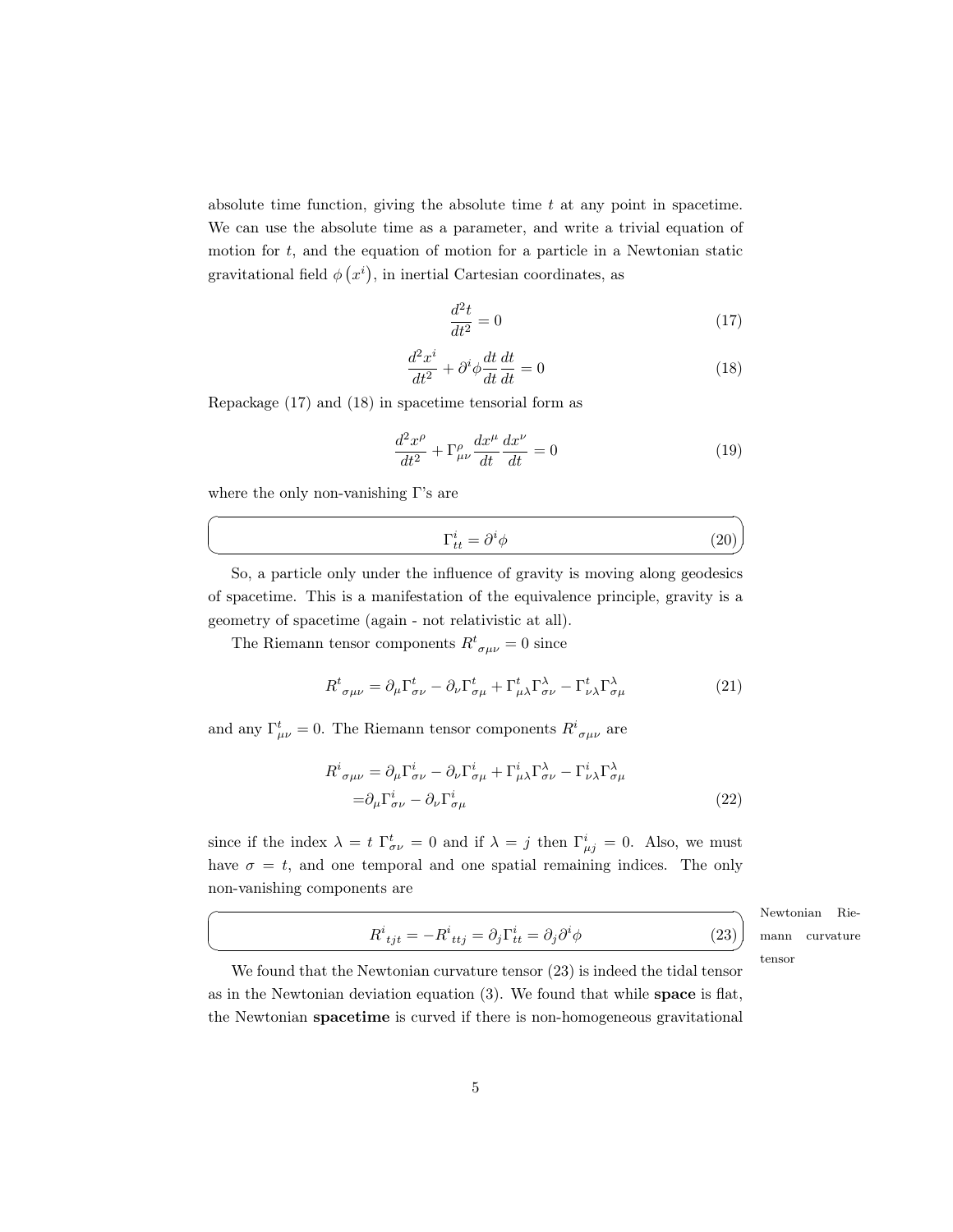absolute time function, giving the absolute time $t$ at any point in spacetime. We can use the absolute time as a parameter, and write a trivial equation of motion for $t$, and the equation of motion for a particle in a Newtonian static gravitational field $\phi\left(x^i\right)$, in inertial Cartesian coordinates, as

$$\frac{d^2t}{dt^2} = 0 \tag{17}$$

$$\frac{d^2x^i}{dt^2} + \partial^i\phi\frac{dt}{dt}\frac{dt}{dt} = 0 \tag{18}$$

Repackage (17) and (18) in spacetime tensorial form as

$$\frac{d^2x^\rho}{dt^2} + \Gamma^\rho_{\mu\nu}\frac{dx^\mu}{dt}\frac{dx^\nu}{dt} = 0 \tag{19}$$

where the only non-vanishing Γ's are

$$\Gamma^i_{tt} = \partial^i\phi \tag{20}$$

So, a particle only under the influence of gravity is moving along geodesics of spacetime. This is a manifestation of the equivalence principle, gravity is a geometry of spacetime (again - not relativistic at all).

The Riemann tensor components ${R^t}_{\sigma\mu\nu} = 0$ since

$${R^t}_{\sigma\mu\nu} = \partial_\mu\Gamma^t_{\sigma\nu} - \partial_\nu\Gamma^t_{\sigma\mu} + \Gamma^t_{\mu\lambda}\Gamma^\lambda_{\sigma\nu} - \Gamma^t_{\nu\lambda}\Gamma^\lambda_{\sigma\mu} \tag{21}$$

and any $\Gamma^t_{\mu\nu} = 0$. The Riemann tensor components ${R^i}_{\sigma\mu\nu}$ are

$$\begin{aligned}{R^i}_{\sigma\mu\nu} &= \partial_\mu\Gamma^i_{\sigma\nu} - \partial_\nu\Gamma^i_{\sigma\mu} + \Gamma^i_{\mu\lambda}\Gamma^\lambda_{\sigma\nu} - \Gamma^i_{\nu\lambda}\Gamma^\lambda_{\sigma\mu} \\ &= \partial_\mu\Gamma^i_{\sigma\nu} - \partial_\nu\Gamma^i_{\sigma\mu}\end{aligned} \tag{22}$$

since if the index $\lambda = t$ $\Gamma^t_{\sigma\nu} = 0$ and if $\lambda = j$ then $\Gamma^i_{\mu j} = 0$. Also, we must have $\sigma = t$, and one temporal and one spatial remaining indices. The only non-vanishing components are

Newtonian Riemann curvature tensor

$${R^i}_{tjt} = -{R^i}_{ttj} = \partial_j\Gamma^i_{tt} = \partial_j\partial^i\phi \tag{23}$$

We found that the Newtonian curvature tensor (23) is indeed the tidal tensor as in the Newtonian deviation equation (3). We found that while **space** is flat, the Newtonian **spacetime** is curved if there is non-homogeneous gravitational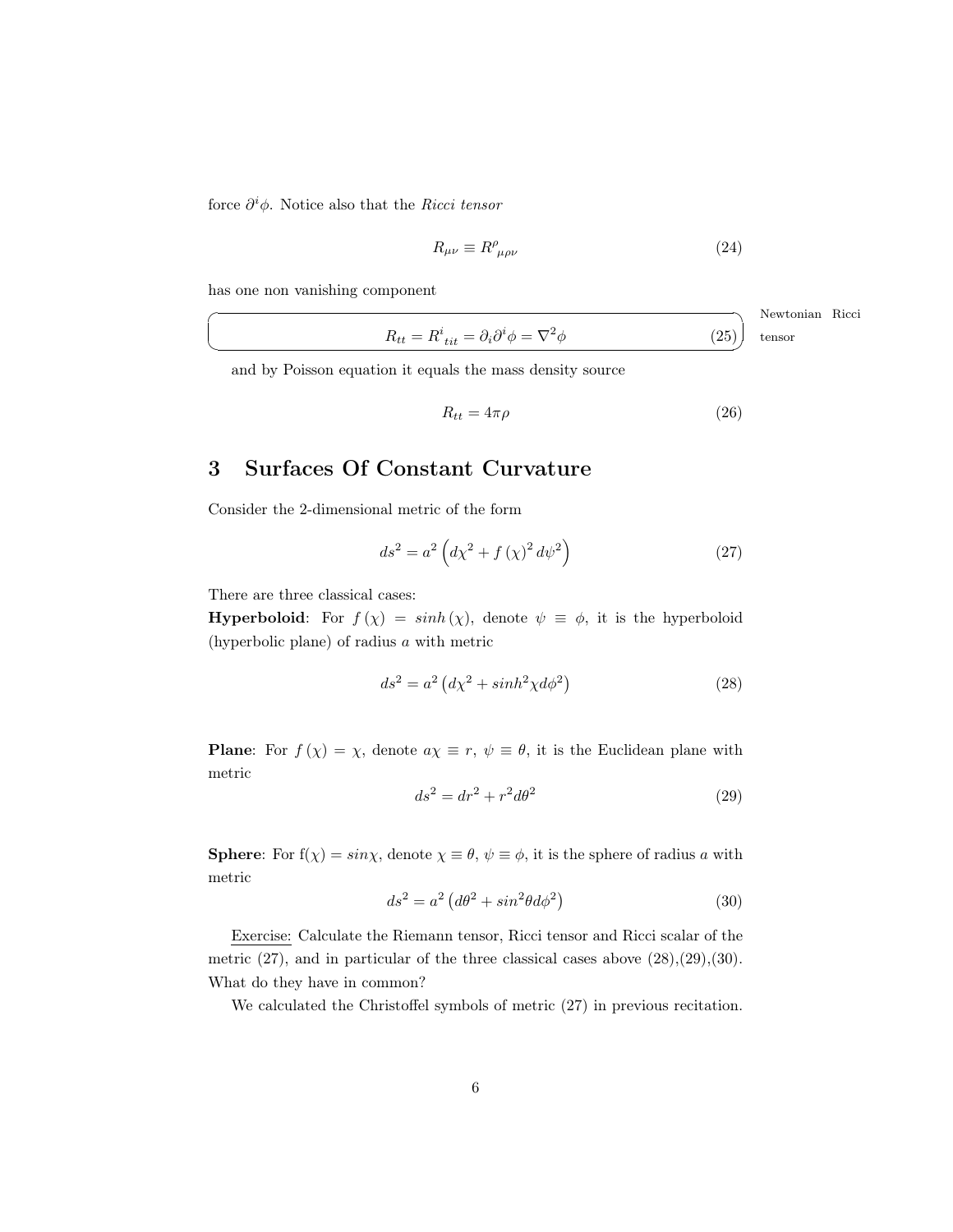force $\partial^i \phi$. Notice also that the *Ricci tensor*

$$R_{\mu\nu} \equiv R^{\rho}{}_{\mu\rho\nu} \tag{24}$$

has one non vanishing component

$$R_{tt} = R^{i}{}_{tit} = \partial_i \partial^i \phi = \nabla^2 \phi \tag{25}$$

Newtonian Ricci tensor

and by Poisson equation it equals the mass density source

$$R_{tt} = 4\pi\rho \tag{26}$$

## 3 Surfaces Of Constant Curvature

Consider the 2-dimensional metric of the form

$$ds^2 = a^2 \left( d\chi^2 + f(\chi)^2 d\psi^2 \right) \tag{27}$$

There are three classical cases:

**Hyperboloid**: For $f(\chi) = sinh(\chi)$, denote $\psi \equiv \phi$, it is the hyperboloid (hyperbolic plane) of radius $a$ with metric

$$ds^2 = a^2 \left( d\chi^2 + sinh^2\chi d\phi^2 \right) \tag{28}$$

**Plane**: For $f(\chi) = \chi$, denote $a\chi \equiv r$, $\psi \equiv \theta$, it is the Euclidean plane with metric

$$ds^2 = dr^2 + r^2 d\theta^2 \tag{29}$$

**Sphere**: For $f(\chi) = sin\chi$, denote $\chi \equiv \theta$, $\psi \equiv \phi$, it is the sphere of radius $a$ with metric

$$ds^2 = a^2 \left( d\theta^2 + sin^2\theta d\phi^2 \right) \tag{30}$$

Exercise: Calculate the Riemann tensor, Ricci tensor and Ricci scalar of the metric (27), and in particular of the three classical cases above (28),(29),(30). What do they have in common?

We calculated the Christoffel symbols of metric (27) in previous recitation.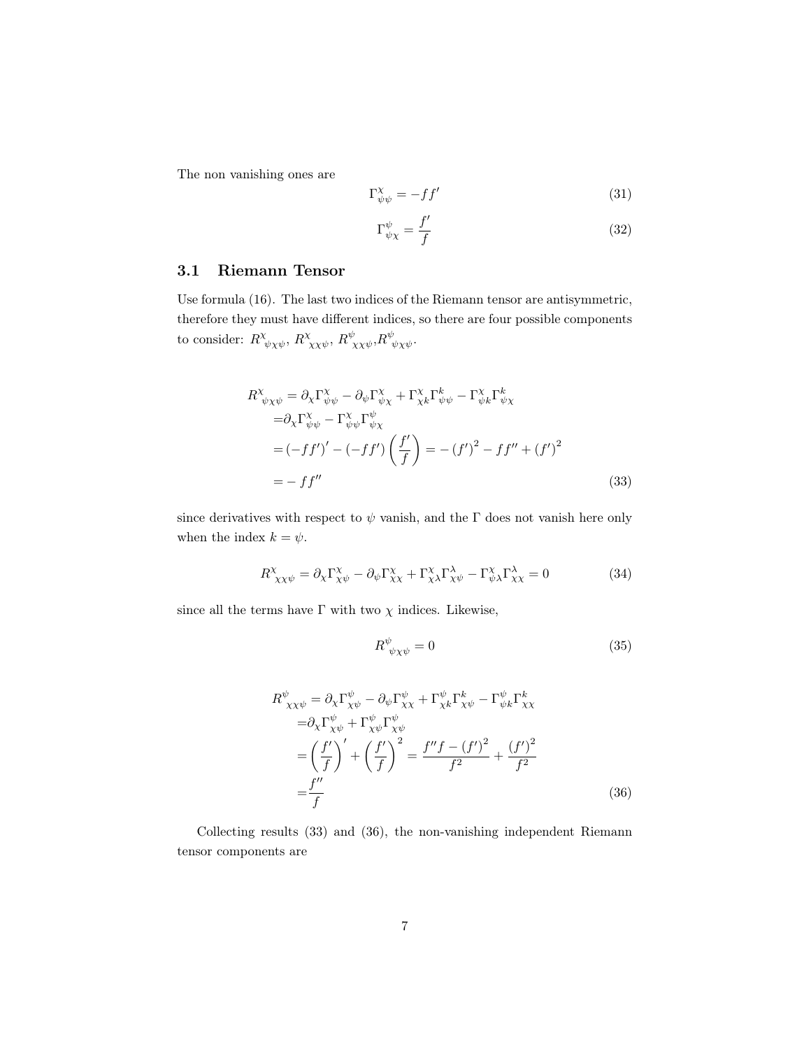The non vanishing ones are

$$\Gamma^{\chi}_{\psi\psi} = -ff' \tag{31}$$

$$\Gamma^{\psi}_{\psi\chi} = \frac{f'}{f} \tag{32}$$

## 3.1 Riemann Tensor

Use formula (16). The last two indices of the Riemann tensor are antisymmetric, therefore they must have different indices, so there are four possible components to consider: ${R^{\chi}}_{\psi\chi\psi}$, ${R^{\chi}}_{\chi\chi\psi}$, ${R^{\psi}}_{\chi\chi\psi}$, ${R^{\psi}}_{\psi\chi\psi}$.

$$\begin{aligned}
{R^{\chi}}_{\psi\chi\psi} &= \partial_{\chi}\Gamma^{\chi}_{\psi\psi} - \partial_{\psi}\Gamma^{\chi}_{\psi\chi} + \Gamma^{\chi}_{\chi k}\Gamma^{k}_{\psi\psi} - \Gamma^{\chi}_{\psi k}\Gamma^{k}_{\psi\chi} \\
&= \partial_{\chi}\Gamma^{\chi}_{\psi\psi} - \Gamma^{\chi}_{\psi\psi}\Gamma^{\psi}_{\psi\chi} \\
&= (-ff')' - (-ff')\left(\frac{f'}{f}\right) = -(f')^2 - ff'' + (f')^2 \\
&= -ff''
\end{aligned} \tag{33}$$

since derivatives with respect to $\psi$ vanish, and the $\Gamma$ does not vanish here only when the index $k = \psi$.

$${R^{\chi}}_{\chi\chi\psi} = \partial_{\chi}\Gamma^{\chi}_{\chi\psi} - \partial_{\psi}\Gamma^{\chi}_{\chi\chi} + \Gamma^{\chi}_{\chi\lambda}\Gamma^{\lambda}_{\chi\psi} - \Gamma^{\chi}_{\psi\lambda}\Gamma^{\lambda}_{\chi\chi} = 0 \tag{34}$$

since all the terms have $\Gamma$ with two $\chi$ indices. Likewise,

$${R^{\psi}}_{\psi\chi\psi} = 0 \tag{35}$$

$$\begin{aligned}
{R^{\psi}}_{\chi\chi\psi} &= \partial_{\chi}\Gamma^{\psi}_{\chi\psi} - \partial_{\psi}\Gamma^{\psi}_{\chi\chi} + \Gamma^{\psi}_{\chi k}\Gamma^{k}_{\chi\psi} - \Gamma^{\psi}_{\psi k}\Gamma^{k}_{\chi\chi} \\
&= \partial_{\chi}\Gamma^{\psi}_{\chi\psi} + \Gamma^{\psi}_{\chi\psi}\Gamma^{\psi}_{\chi\psi} \\
&= \left(\frac{f'}{f}\right)' + \left(\frac{f'}{f}\right)^2 = \frac{f''f - (f')^2}{f^2} + \frac{(f')^2}{f^2} \\
&= \frac{f''}{f}
\end{aligned} \tag{36}$$

Collecting results (33) and (36), the non-vanishing independent Riemann tensor components are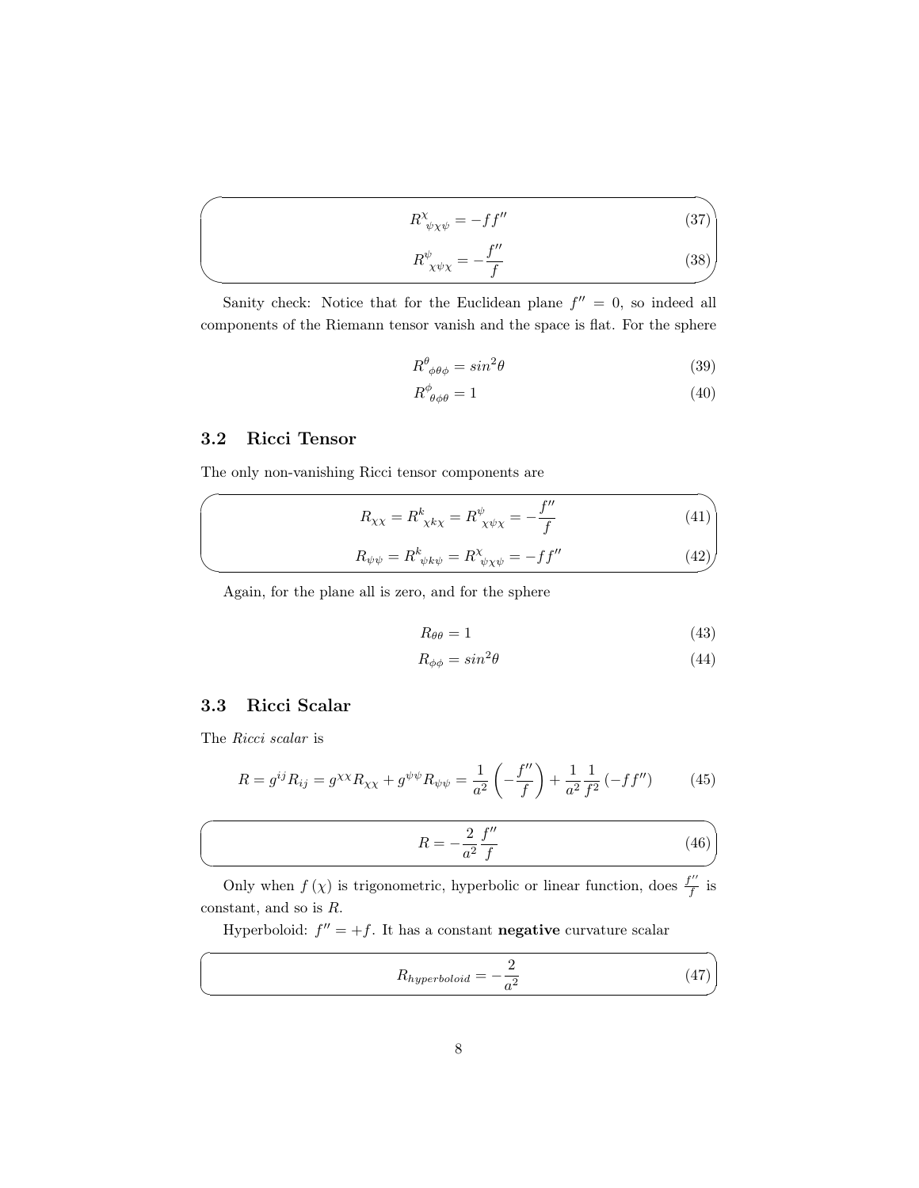$$R^{\chi}{}_{\psi\chi\psi} = -ff'' \tag{37}$$

$$R^{\psi}{}_{\chi\psi\chi} = -\frac{f''}{f} \tag{38}$$

Sanity check: Notice that for the Euclidean plane $f'' = 0$, so indeed all components of the Riemann tensor vanish and the space is flat. For the sphere

$$R^{\theta}{}_{\phi\theta\phi} = sin^2\theta \tag{39}$$

$$R^{\phi}{}_{\theta\phi\theta} = 1 \tag{40}$$

### 3.2 Ricci Tensor

The only non-vanishing Ricci tensor components are

$$R_{\chi\chi} = R^{k}{}_{\chi k\chi} = R^{\psi}{}_{\chi\psi\chi} = -\frac{f''}{f} \tag{41}$$

$$R_{\psi\psi} = R^{k}{}_{\psi k\psi} = R^{\chi}{}_{\psi\chi\psi} = -ff'' \tag{42}$$

Again, for the plane all is zero, and for the sphere

$$R_{\theta\theta} = 1 \tag{43}$$

$$R_{\phi\phi} = sin^2\theta \tag{44}$$

### 3.3 Ricci Scalar

The *Ricci scalar* is

$$R = g^{ij}R_{ij} = g^{\chi\chi}R_{\chi\chi} + g^{\psi\psi}R_{\psi\psi} = \frac{1}{a^2}\left(-\frac{f''}{f}\right) + \frac{1}{a^2}\frac{1}{f^2}\left(-ff''\right) \tag{45}$$

$$R = -\frac{2}{a^2}\frac{f''}{f} \tag{46}$$

Only when $f(\chi)$ is trigonometric, hyperbolic or linear function, does $\frac{f''}{f}$ is constant, and so is $R$.

Hyperboloid: $f'' = +f$. It has a constant **negative** curvature scalar

$$R_{hyperboloid} = -\frac{2}{a^2} \tag{47}$$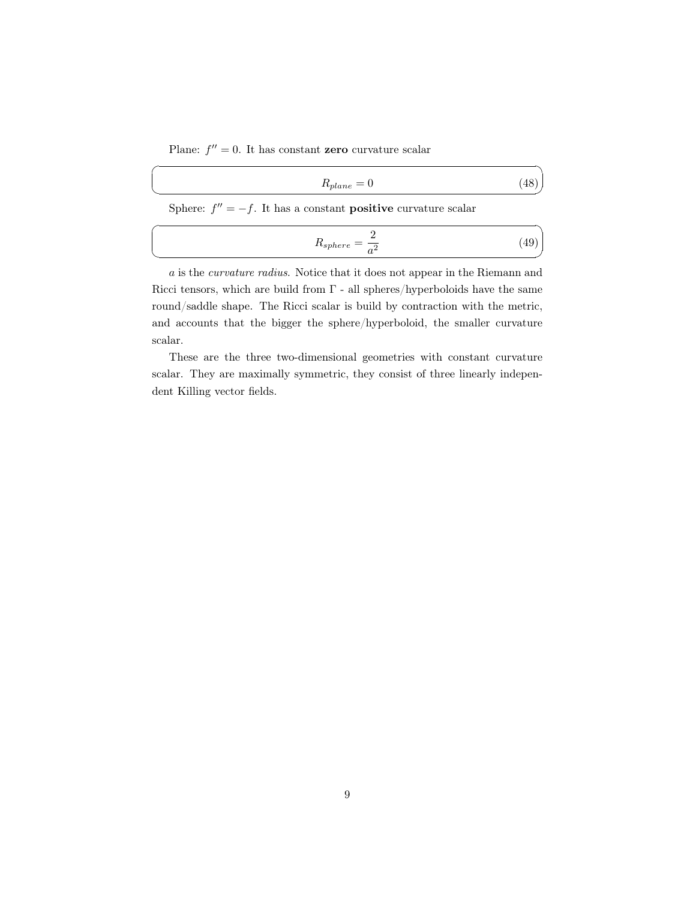Plane: $f'' = 0$. It has constant **zero** curvature scalar

$$R_{plane} = 0 \tag{48}$$

Sphere: $f'' = -f$. It has a constant **positive** curvature scalar

$$R_{sphere} = \frac{2}{a^2} \tag{49}$$

$a$ is the *curvature radius*. Notice that it does not appear in the Riemann and Ricci tensors, which are build from $\Gamma$ - all spheres/hyperboloids have the same round/saddle shape. The Ricci scalar is build by contraction with the metric, and accounts that the bigger the sphere/hyperboloid, the smaller curvature scalar.

These are the three two-dimensional geometries with constant curvature scalar. They are maximally symmetric, they consist of three linearly independent Killing vector fields.